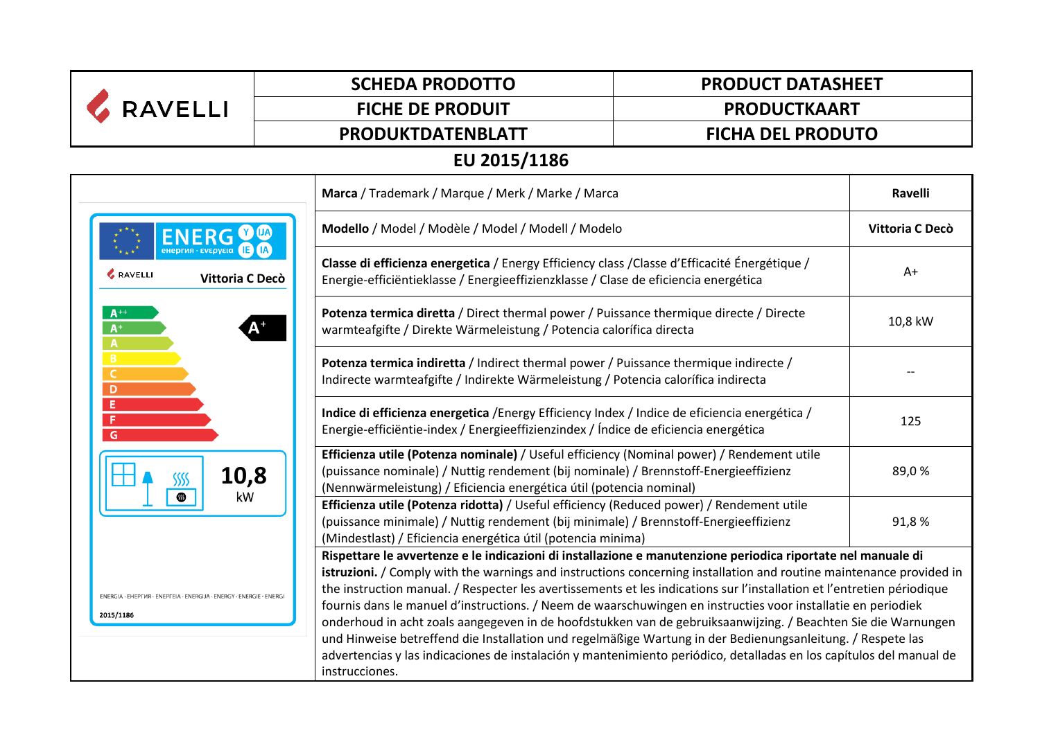| RAVELLI | SCHEDA PRODOTTO | PRODUCT DATASHEET |
|---|---|---|
| | FICHE DE PRODUIT | PRODUCTKAART |
| | PRODUKTDATENBLATT | FICHA DEL PRODUTO |

## EU 2015/1186

ENERG Y IJA IE IA
енергия · ενεργεια

RAVELLI Vittoria C Decò

A++ A+ A B C D E F G

A+

10,8 kW

ENERGIA · ЕНЕРГИЯ · ΕΝΕΡΓΕΙΑ · ENERGIJA · ENERGY · ENERGIE · ENERGI

2015/1186

| | |
|---|---|
| **Marca** / Trademark / Marque / Merk / Marke / Marca | **Ravelli** |
| **Modello** / Model / Modèle / Model / Modell / Modelo | **Vittoria C Decò** |
| **Classe di efficienza energetica** / Energy Efficiency class /Classe d'Efficacité Énergétique / Energie-efficiëntieklasse / Energieeffizienzklasse / Clase de eficiencia energética | A+ |
| **Potenza termica diretta** / Direct thermal power / Puissance thermique directe / Directe warmteafgifte / Direkte Wärmeleistung / Potencia calorífica directa | 10,8 kW |
| **Potenza termica indiretta** / Indirect thermal power / Puissance thermique indirecte / Indirecte warmteafgifte / Indirekte Wärmeleistung / Potencia calorífica indirecta | -- |
| **Indice di efficienza energetica** /Energy Efficiency Index / Indice de eficiencia energética / Energie-efficiëntie-index / Energieeffizienzindex / Índice de eficiencia energética | 125 |
| **Efficienza utile (Potenza nominale)** / Useful efficiency (Nominal power) / Rendement utile (puissance nominale) / Nuttig rendement (bij nominale) / Brennstoff-Energieeffizienz (Nennwärmeleistung) / Eficiencia energética útil (potencia nominal) | 89,0 % |
| **Efficienza utile (Potenza ridotta)** / Useful efficiency (Reduced power) / Rendement utile (puissance minimale) / Nuttig rendement (bij minimale) / Brennstoff-Energieeffizienz (Mindestlast) / Eficiencia energética útil (potencia minima) | 91,8 % |

**Rispettare le avvertenze e le indicazioni di installazione e manutenzione periodica riportate nel manuale di istruzioni.** / Comply with the warnings and instructions concerning installation and routine maintenance provided in the instruction manual. / Respecter les avertissements et les indications sur l'installation et l'entretien périodique fournis dans le manuel d'instructions. / Neem de waarschuwingen en instructies voor installatie en periodiek onderhoud in acht zoals aangegeven in de hoofdstukken van de gebruiksaanwijzing. / Beachten Sie die Warnungen und Hinweise betreffend die Installation und regelmäßige Wartung in der Bedienungsanleitung. / Respete las advertencias y las indicaciones de instalación y mantenimiento periódico, detalladas en los capítulos del manual de instrucciones.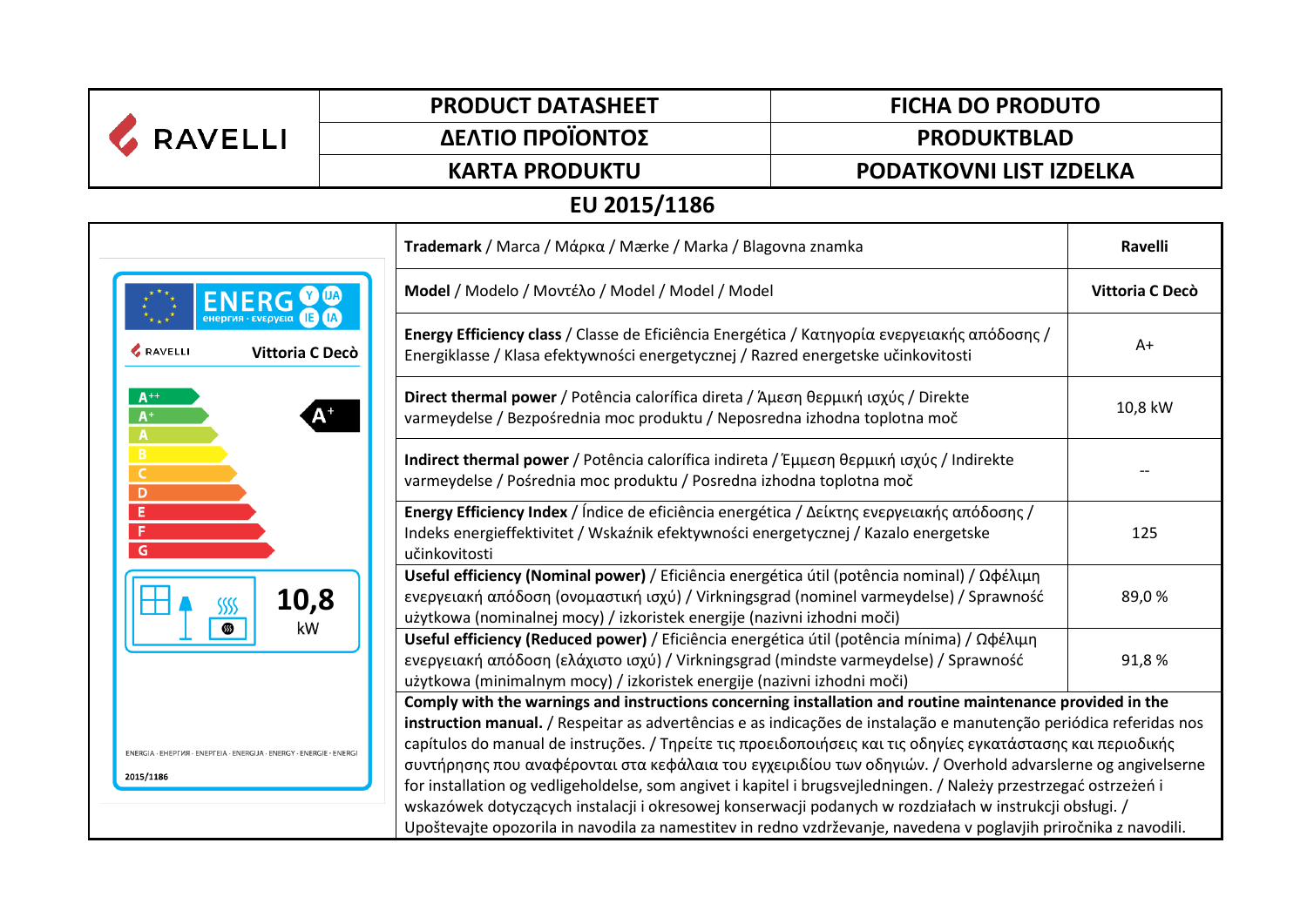| | |
|---|---|
| **PRODUCT DATASHEET** | **FICHA DO PRODUTO** |
| **ΔΕΛΤΙΟ ΠΡΟΪΟΝΤΟΣ** | **PRODUKTBLAD** |
| **KARTA PRODUKTU** | **PODATKOVNI LIST IZDELKA** |

## EU 2015/1186

ENERG енергия · ενεργεια Y IJA IE IA

RAVELLI Vittoria C Decò

A++ A+ A B C D E F G

A+

10,8 kW

ENERGIA · ЕНЕРГИЯ · ΕΝΕΡΓΕΙΑ · ENERGIJA · ENERGY · ENERGIE · ENERGI

2015/1186

| | |
|---|---|
| **Trademark** / Marca / Μάρκα / Mærke / Marka / Blagovna znamka | **Ravelli** |
| **Model** / Modelo / Μοντέλο / Model / Model / Model | **Vittoria C Decò** |
| **Energy Efficiency class** / Classe de Eficiência Energética / Κατηγορία ενεργειακής απόδοσης / Energiklasse / Klasa efektywności energetycznej / Razred energetske učinkovitosti | A+ |
| **Direct thermal power** / Potência calorífica direta / Άμεση θερμική ισχύς / Direkte varmeydelse / Bezpośrednia moc produktu / Neposredna izhodna toplotna moč | 10,8 kW |
| **Indirect thermal power** / Potência calorífica indireta / Έμμεση θερμική ισχύς / Indirekte varmeydelse / Pośrednia moc produktu / Posredna izhodna toplotna moč | -- |
| **Energy Efficiency Index** / Índice de eficiência energética / Δείκτης ενεργειακής απόδοσης / Indeks energieffektivitet / Wskaźnik efektywności energetycznej / Kazalo energetske učinkovitosti | 125 |
| **Useful efficiency (Nominal power)** / Eficiência energética útil (potência nominal) / Ωφέλιμη ενεργειακή απόδοση (ονομαστική ισχύ) / Virkningsgrad (nominel varmeydelse) / Sprawność użytkowa (nominalnej mocy) / izkoristek energije (nazivni izhodni moči) | 89,0 % |
| **Useful efficiency (Reduced power)** / Eficiência energética útil (potência mínima) / Ωφέλιμη ενεργειακή απόδοση (ελάχιστο ισχύ) / Virkningsgrad (mindste varmeydelse) / Sprawność użytkowa (minimalnym mocy) / izkoristek energije (nazivni izhodni moči) | 91,8 % |

**Comply with the warnings and instructions concerning installation and routine maintenance provided in the instruction manual.** / Respeitar as advertências e as indicações de instalação e manutenção periódica referidas nos capítulos do manual de instruções. / Τηρείτε τις προειδοποιήσεις και τις οδηγίες εγκατάστασης και περιοδικής συντήρησης που αναφέρονται στα κεφάλαια του εγχειριδίου των οδηγιών. / Overhold advarslerne og angivelserne for installation og vedligeholdelse, som angivet i kapitel i brugsvejledningen. / Należy przestrzegać ostrzeżeń i wskazówek dotyczących instalacji i okresowej konserwacji podanych w rozdziałach w instrukcji obsługi. / Upoštevajte opozorila in navodila za namestitev in redno vzdrževanje, navedena v poglavjih priročnika z navodili.